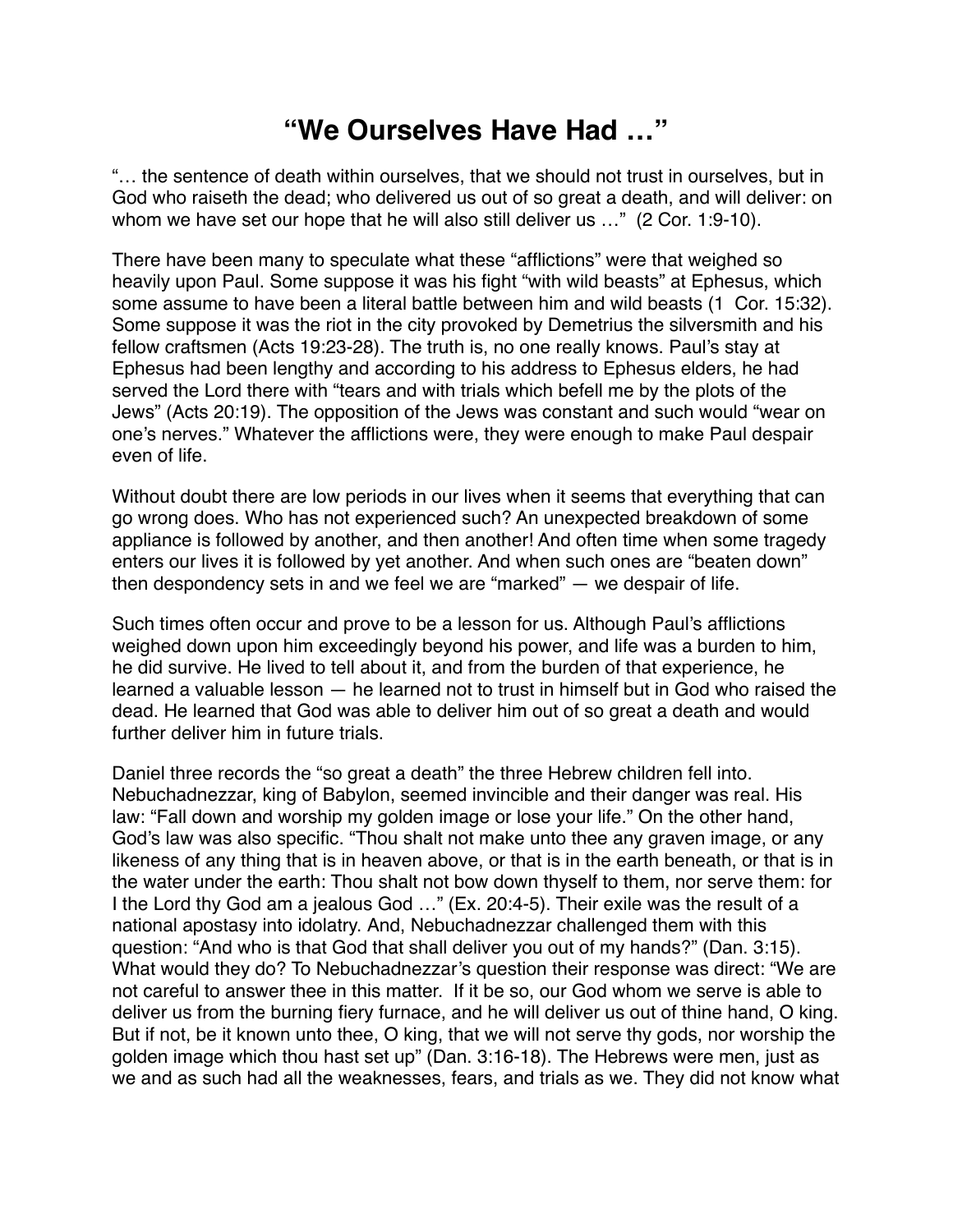# “We Ourselves Have Had …”

“… the sentence of death within ourselves, that we should not trust in ourselves, but in God who raiseth the dead; who delivered us out of so great a death, and will deliver: on whom we have set our hope that he will also still deliver us …” (2 Cor. 1:9-10).

There have been many to speculate what these “afflictions” were that weighed so heavily upon Paul. Some suppose it was his fight “with wild beasts” at Ephesus, which some assume to have been a literal battle between him and wild beasts (1 Cor. 15:32). Some suppose it was the riot in the city provoked by Demetrius the silversmith and his fellow craftsmen (Acts 19:23-28). The truth is, no one really knows. Paul’s stay at Ephesus had been lengthy and according to his address to Ephesus elders, he had served the Lord there with “tears and with trials which befell me by the plots of the Jews” (Acts 20:19). The opposition of the Jews was constant and such would “wear on one’s nerves.” Whatever the afflictions were, they were enough to make Paul despair even of life.

Without doubt there are low periods in our lives when it seems that everything that can go wrong does. Who has not experienced such? An unexpected breakdown of some appliance is followed by another, and then another! And often time when some tragedy enters our lives it is followed by yet another. And when such ones are “beaten down” then despondency sets in and we feel we are “marked” — we despair of life.

Such times often occur and prove to be a lesson for us. Although Paul’s afflictions weighed down upon him exceedingly beyond his power, and life was a burden to him, he did survive. He lived to tell about it, and from the burden of that experience, he learned a valuable lesson — he learned not to trust in himself but in God who raised the dead. He learned that God was able to deliver him out of so great a death and would further deliver him in future trials.

Daniel three records the “so great a death” the three Hebrew children fell into. Nebuchadnezzar, king of Babylon, seemed invincible and their danger was real. His law: “Fall down and worship my golden image or lose your life.” On the other hand, God’s law was also specific. “Thou shalt not make unto thee any graven image, or any likeness of any thing that is in heaven above, or that is in the earth beneath, or that is in the water under the earth: Thou shalt not bow down thyself to them, nor serve them: for I the Lord thy God am a jealous God …” (Ex. 20:4-5). Their exile was the result of a national apostasy into idolatry. And, Nebuchadnezzar challenged them with this question: “And who is that God that shall deliver you out of my hands?” (Dan. 3:15). What would they do? To Nebuchadnezzar’s question their response was direct: “We are not careful to answer thee in this matter. If it be so, our God whom we serve is able to deliver us from the burning fiery furnace, and he will deliver us out of thine hand, O king. But if not, be it known unto thee, O king, that we will not serve thy gods, nor worship the golden image which thou hast set up” (Dan. 3:16-18). The Hebrews were men, just as we and as such had all the weaknesses, fears, and trials as we. They did not know what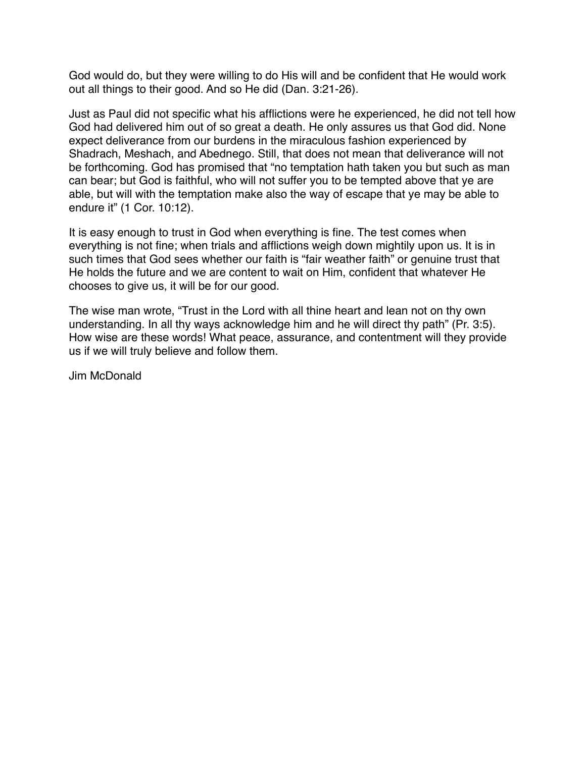God would do, but they were willing to do His will and be confident that He would work out all things to their good. And so He did (Dan. 3:21-26).

Just as Paul did not specific what his afflictions were he experienced, he did not tell how God had delivered him out of so great a death. He only assures us that God did. None expect deliverance from our burdens in the miraculous fashion experienced by Shadrach, Meshach, and Abednego. Still, that does not mean that deliverance will not be forthcoming. God has promised that "no temptation hath taken you but such as man can bear; but God is faithful, who will not suffer you to be tempted above that ye are able, but will with the temptation make also the way of escape that ye may be able to endure it" (1 Cor. 10:12).

It is easy enough to trust in God when everything is fine. The test comes when everything is not fine; when trials and afflictions weigh down mightily upon us. It is in such times that God sees whether our faith is "fair weather faith" or genuine trust that He holds the future and we are content to wait on Him, confident that whatever He chooses to give us, it will be for our good.

The wise man wrote, "Trust in the Lord with all thine heart and lean not on thy own understanding. In all thy ways acknowledge him and he will direct thy path" (Pr. 3:5). How wise are these words! What peace, assurance, and contentment will they provide us if we will truly believe and follow them.

Jim McDonald